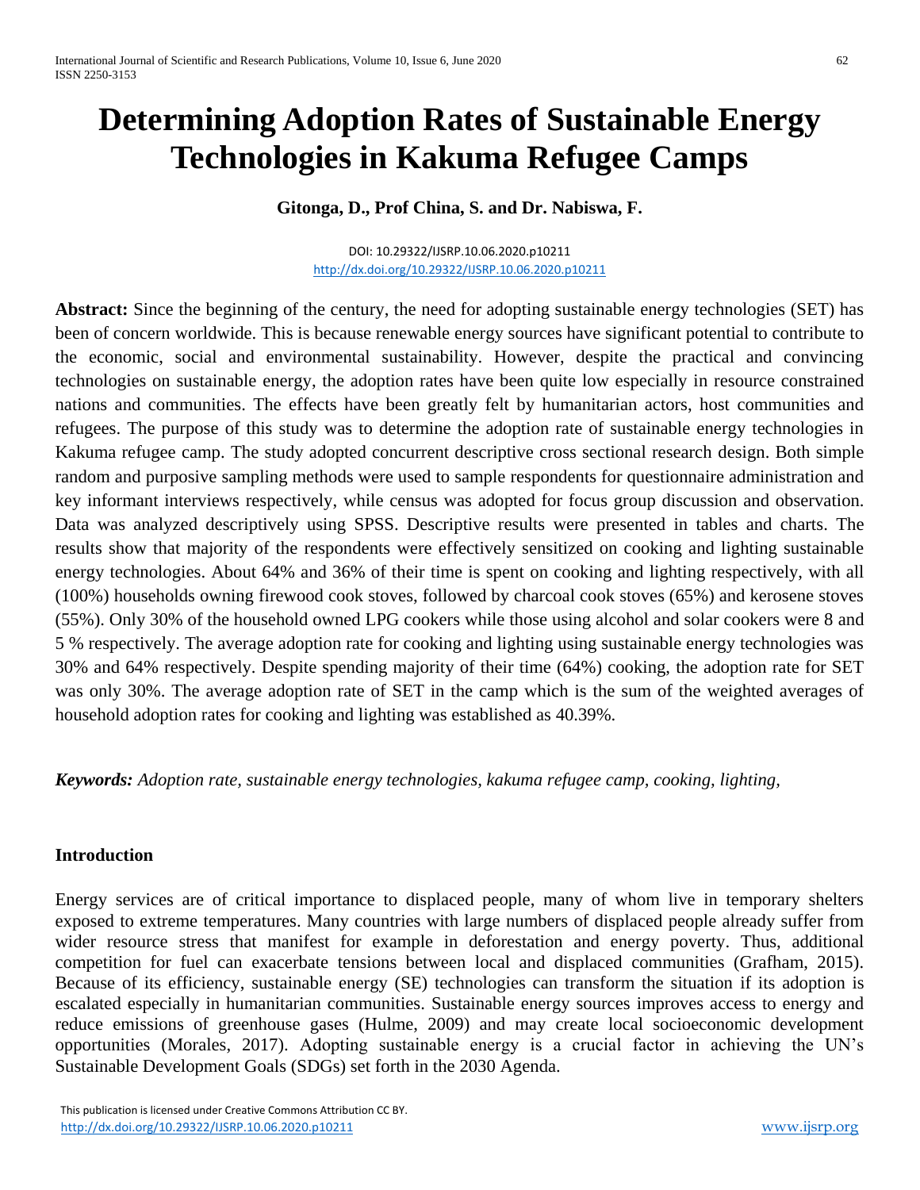# Determining Adoption Rates of Sustainable Energy Technologies in Kakuma Refugee Camps

**Gitonga, D., Prof China, S. and Dr. Nabiswa, F.**

DOI: 10.29322/IJSRP.10.06.2020.p10211
http://dx.doi.org/10.29322/IJSRP.10.06.2020.p10211

**Abstract:** Since the beginning of the century, the need for adopting sustainable energy technologies (SET) has been of concern worldwide. This is because renewable energy sources have significant potential to contribute to the economic, social and environmental sustainability. However, despite the practical and convincing technologies on sustainable energy, the adoption rates have been quite low especially in resource constrained nations and communities. The effects have been greatly felt by humanitarian actors, host communities and refugees. The purpose of this study was to determine the adoption rate of sustainable energy technologies in Kakuma refugee camp. The study adopted concurrent descriptive cross sectional research design. Both simple random and purposive sampling methods were used to sample respondents for questionnaire administration and key informant interviews respectively, while census was adopted for focus group discussion and observation. Data was analyzed descriptively using SPSS. Descriptive results were presented in tables and charts. The results show that majority of the respondents were effectively sensitized on cooking and lighting sustainable energy technologies. About 64% and 36% of their time is spent on cooking and lighting respectively, with all (100%) households owning firewood cook stoves, followed by charcoal cook stoves (65%) and kerosene stoves (55%). Only 30% of the household owned LPG cookers while those using alcohol and solar cookers were 8 and 5 % respectively. The average adoption rate for cooking and lighting using sustainable energy technologies was 30% and 64% respectively. Despite spending majority of their time (64%) cooking, the adoption rate for SET was only 30%. The average adoption rate of SET in the camp which is the sum of the weighted averages of household adoption rates for cooking and lighting was established as 40.39%.

***Keywords:*** *Adoption rate, sustainable energy technologies, kakuma refugee camp, cooking, lighting,*

## Introduction

Energy services are of critical importance to displaced people, many of whom live in temporary shelters exposed to extreme temperatures. Many countries with large numbers of displaced people already suffer from wider resource stress that manifest for example in deforestation and energy poverty. Thus, additional competition for fuel can exacerbate tensions between local and displaced communities (Grafham, 2015). Because of its efficiency, sustainable energy (SE) technologies can transform the situation if its adoption is escalated especially in humanitarian communities. Sustainable energy sources improves access to energy and reduce emissions of greenhouse gases (Hulme, 2009) and may create local socioeconomic development opportunities (Morales, 2017). Adopting sustainable energy is a crucial factor in achieving the UN's Sustainable Development Goals (SDGs) set forth in the 2030 Agenda.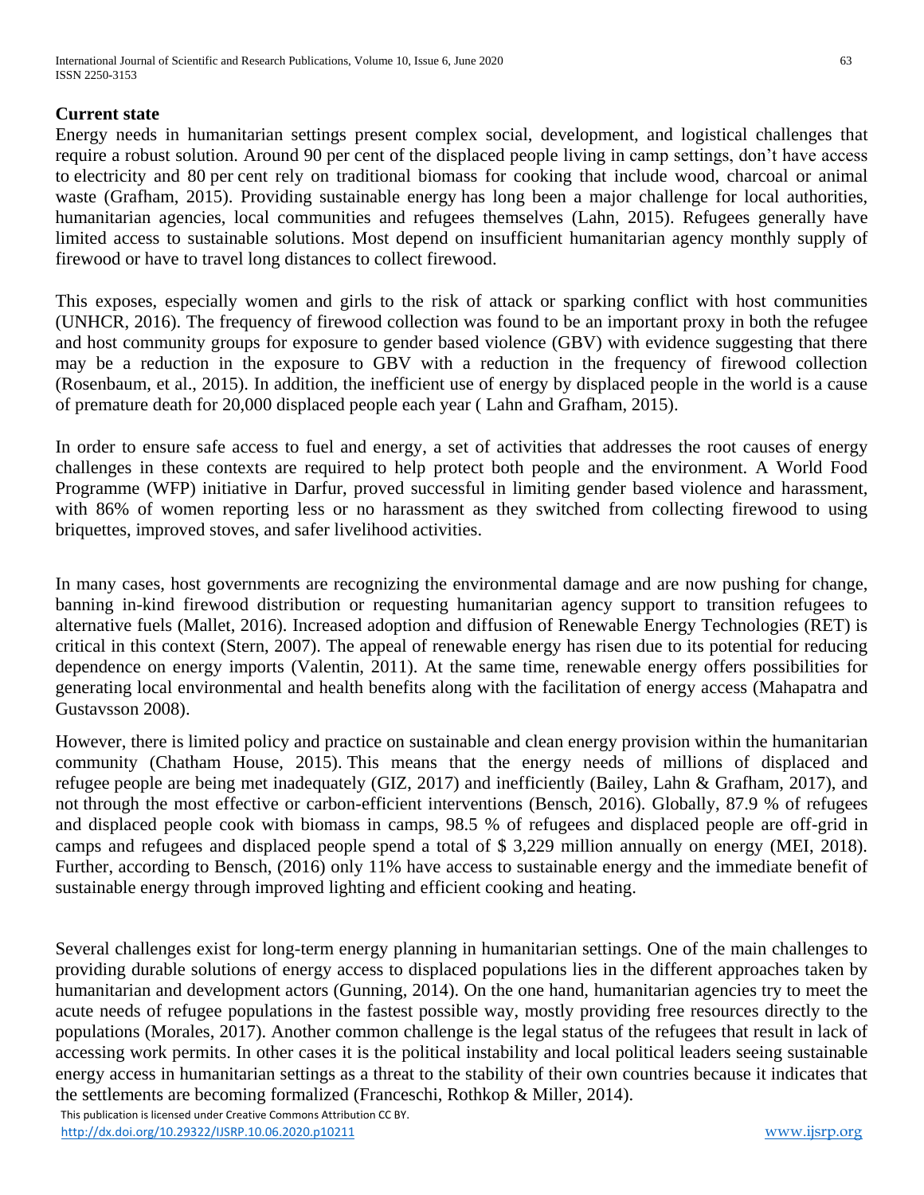**Current state**

Energy needs in humanitarian settings present complex social, development, and logistical challenges that require a robust solution. Around 90 per cent of the displaced people living in camp settings, don't have access to electricity and 80 per cent rely on traditional biomass for cooking that include wood, charcoal or animal waste (Grafham, 2015). Providing sustainable energy has long been a major challenge for local authorities, humanitarian agencies, local communities and refugees themselves (Lahn, 2015). Refugees generally have limited access to sustainable solutions. Most depend on insufficient humanitarian agency monthly supply of firewood or have to travel long distances to collect firewood.

This exposes, especially women and girls to the risk of attack or sparking conflict with host communities (UNHCR, 2016). The frequency of firewood collection was found to be an important proxy in both the refugee and host community groups for exposure to gender based violence (GBV) with evidence suggesting that there may be a reduction in the exposure to GBV with a reduction in the frequency of firewood collection (Rosenbaum, et al., 2015). In addition, the inefficient use of energy by displaced people in the world is a cause of premature death for 20,000 displaced people each year ( Lahn and Grafham, 2015).

In order to ensure safe access to fuel and energy, a set of activities that addresses the root causes of energy challenges in these contexts are required to help protect both people and the environment. A World Food Programme (WFP) initiative in Darfur, proved successful in limiting gender based violence and harassment, with 86% of women reporting less or no harassment as they switched from collecting firewood to using briquettes, improved stoves, and safer livelihood activities.

In many cases, host governments are recognizing the environmental damage and are now pushing for change, banning in-kind firewood distribution or requesting humanitarian agency support to transition refugees to alternative fuels (Mallet, 2016). Increased adoption and diffusion of Renewable Energy Technologies (RET) is critical in this context (Stern, 2007). The appeal of renewable energy has risen due to its potential for reducing dependence on energy imports (Valentin, 2011). At the same time, renewable energy offers possibilities for generating local environmental and health benefits along with the facilitation of energy access (Mahapatra and Gustavsson 2008).

However, there is limited policy and practice on sustainable and clean energy provision within the humanitarian community (Chatham House, 2015). This means that the energy needs of millions of displaced and refugee people are being met inadequately (GIZ, 2017) and inefficiently (Bailey, Lahn & Grafham, 2017), and not through the most effective or carbon-efficient interventions (Bensch, 2016). Globally, 87.9 % of refugees and displaced people cook with biomass in camps, 98.5 % of refugees and displaced people are off-grid in camps and refugees and displaced people spend a total of $ 3,229 million annually on energy (MEI, 2018). Further, according to Bensch, (2016) only 11% have access to sustainable energy and the immediate benefit of sustainable energy through improved lighting and efficient cooking and heating.

Several challenges exist for long-term energy planning in humanitarian settings. One of the main challenges to providing durable solutions of energy access to displaced populations lies in the different approaches taken by humanitarian and development actors (Gunning, 2014). On the one hand, humanitarian agencies try to meet the acute needs of refugee populations in the fastest possible way, mostly providing free resources directly to the populations (Morales, 2017). Another common challenge is the legal status of the refugees that result in lack of accessing work permits. In other cases it is the political instability and local political leaders seeing sustainable energy access in humanitarian settings as a threat to the stability of their own countries because it indicates that the settlements are becoming formalized (Franceschi, Rothkop & Miller, 2014).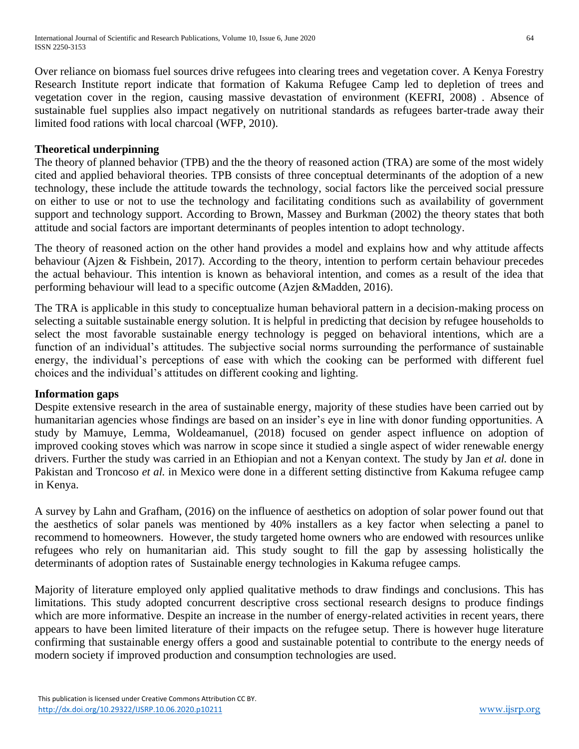Over reliance on biomass fuel sources drive refugees into clearing trees and vegetation cover. A Kenya Forestry Research Institute report indicate that formation of Kakuma Refugee Camp led to depletion of trees and vegetation cover in the region, causing massive devastation of environment (KEFRI, 2008) . Absence of sustainable fuel supplies also impact negatively on nutritional standards as refugees barter-trade away their limited food rations with local charcoal (WFP, 2010).

**Theoretical underpinning**

The theory of planned behavior (TPB) and the the theory of reasoned action (TRA) are some of the most widely cited and applied behavioral theories. TPB consists of three conceptual determinants of the adoption of a new technology, these include the attitude towards the technology, social factors like the perceived social pressure on either to use or not to use the technology and facilitating conditions such as availability of government support and technology support. According to Brown, Massey and Burkman (2002) the theory states that both attitude and social factors are important determinants of peoples intention to adopt technology.

The theory of reasoned action on the other hand provides a model and explains how and why attitude affects behaviour (Ajzen & Fishbein, 2017). According to the theory, intention to perform certain behaviour precedes the actual behaviour. This intention is known as behavioral intention, and comes as a result of the idea that performing behaviour will lead to a specific outcome (Azjen &Madden, 2016).

The TRA is applicable in this study to conceptualize human behavioral pattern in a decision-making process on selecting a suitable sustainable energy solution. It is helpful in predicting that decision by refugee households to select the most favorable sustainable energy technology is pegged on behavioral intentions, which are a function of an individual's attitudes. The subjective social norms surrounding the performance of sustainable energy, the individual's perceptions of ease with which the cooking can be performed with different fuel choices and the individual's attitudes on different cooking and lighting.

**Information gaps**

Despite extensive research in the area of sustainable energy, majority of these studies have been carried out by humanitarian agencies whose findings are based on an insider's eye in line with donor funding opportunities. A study by Mamuye, Lemma, Woldeamanuel, (2018) focused on gender aspect influence on adoption of improved cooking stoves which was narrow in scope since it studied a single aspect of wider renewable energy drivers. Further the study was carried in an Ethiopian and not a Kenyan context. The study by Jan *et al.* done in Pakistan and Troncoso *et al.* in Mexico were done in a different setting distinctive from Kakuma refugee camp in Kenya.

A survey by Lahn and Grafham, (2016) on the influence of aesthetics on adoption of solar power found out that the aesthetics of solar panels was mentioned by 40% installers as a key factor when selecting a panel to recommend to homeowners. However, the study targeted home owners who are endowed with resources unlike refugees who rely on humanitarian aid. This study sought to fill the gap by assessing holistically the determinants of adoption rates of Sustainable energy technologies in Kakuma refugee camps.

Majority of literature employed only applied qualitative methods to draw findings and conclusions. This has limitations. This study adopted concurrent descriptive cross sectional research designs to produce findings which are more informative. Despite an increase in the number of energy-related activities in recent years, there appears to have been limited literature of their impacts on the refugee setup. There is however huge literature confirming that sustainable energy offers a good and sustainable potential to contribute to the energy needs of modern society if improved production and consumption technologies are used.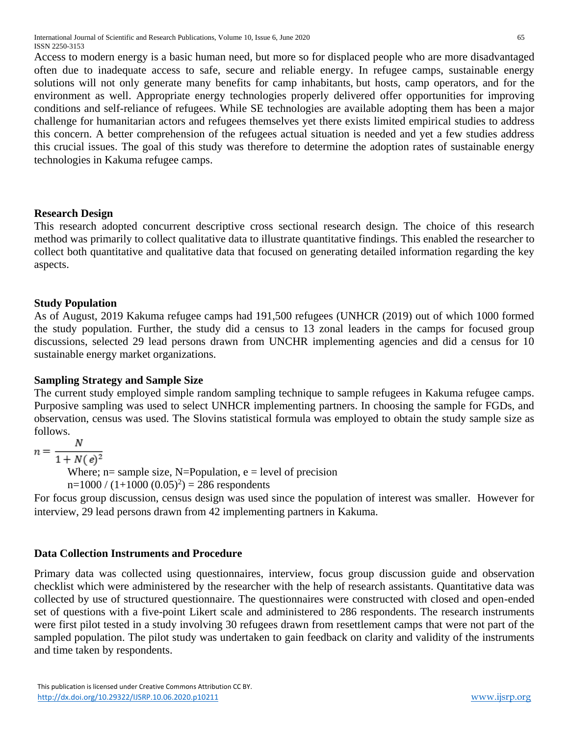Access to modern energy is a basic human need, but more so for displaced people who are more disadvantaged often due to inadequate access to safe, secure and reliable energy. In refugee camps, sustainable energy solutions will not only generate many benefits for camp inhabitants, but hosts, camp operators, and for the environment as well. Appropriate energy technologies properly delivered offer opportunities for improving conditions and self-reliance of refugees. While SE technologies are available adopting them has been a major challenge for humanitarian actors and refugees themselves yet there exists limited empirical studies to address this concern. A better comprehension of the refugees actual situation is needed and yet a few studies address this crucial issues. The goal of this study was therefore to determine the adoption rates of sustainable energy technologies in Kakuma refugee camps.

**Research Design**

This research adopted concurrent descriptive cross sectional research design. The choice of this research method was primarily to collect qualitative data to illustrate quantitative findings. This enabled the researcher to collect both quantitative and qualitative data that focused on generating detailed information regarding the key aspects.

**Study Population**

As of August, 2019 Kakuma refugee camps had 191,500 refugees (UNHCR (2019) out of which 1000 formed the study population. Further, the study did a census to 13 zonal leaders in the camps for focused group discussions, selected 29 lead persons drawn from UNCHR implementing agencies and did a census for 10 sustainable energy market organizations.

**Sampling Strategy and Sample Size**

The current study employed simple random sampling technique to sample refugees in Kakuma refugee camps. Purposive sampling was used to select UNHCR implementing partners. In choosing the sample for FGDs, and observation, census was used. The Slovins statistical formula was employed to obtain the study sample size as follows.

$$n = \frac{N}{1 + N(e)^2}$$

Where; n= sample size, N=Population, e = level of precision

$n=1000 / (1+1000\ (0.05)^2) = 286$ respondents

For focus group discussion, census design was used since the population of interest was smaller. However for interview, 29 lead persons drawn from 42 implementing partners in Kakuma.

**Data Collection Instruments and Procedure**

Primary data was collected using questionnaires, interview, focus group discussion guide and observation checklist which were administered by the researcher with the help of research assistants. Quantitative data was collected by use of structured questionnaire. The questionnaires were constructed with closed and open-ended set of questions with a five-point Likert scale and administered to 286 respondents. The research instruments were first pilot tested in a study involving 30 refugees drawn from resettlement camps that were not part of the sampled population. The pilot study was undertaken to gain feedback on clarity and validity of the instruments and time taken by respondents.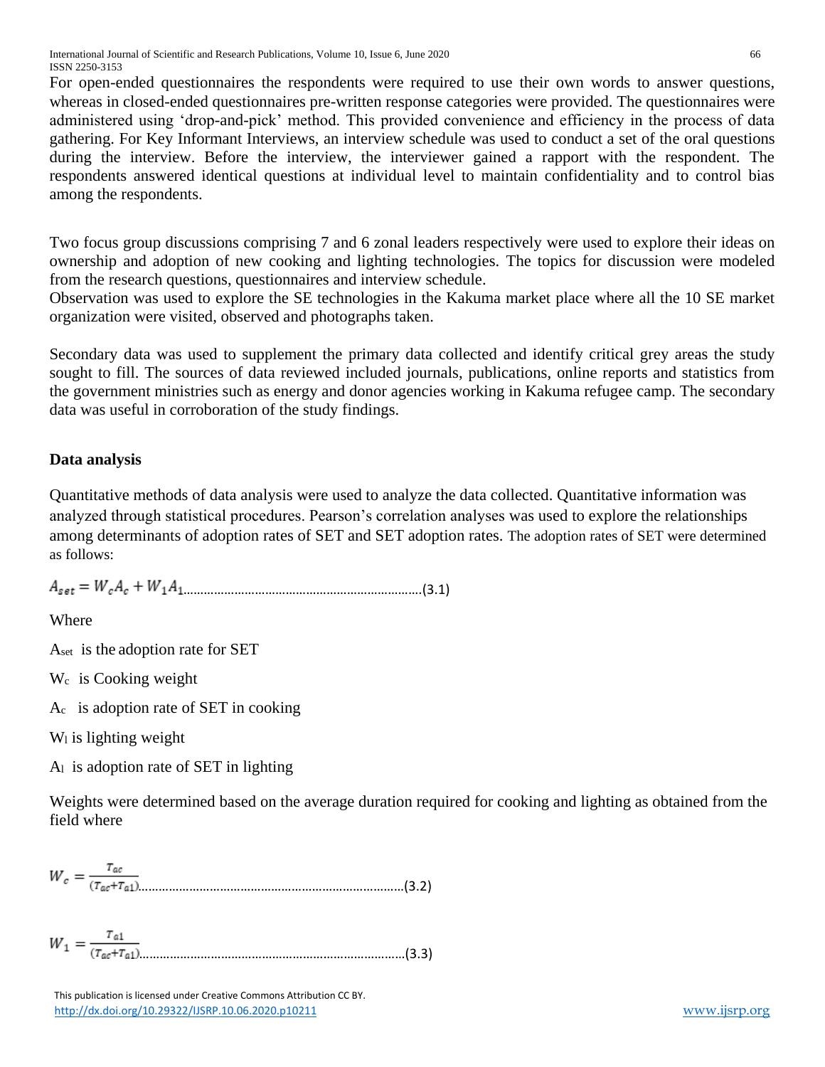For open-ended questionnaires the respondents were required to use their own words to answer questions, whereas in closed-ended questionnaires pre-written response categories were provided. The questionnaires were administered using 'drop-and-pick' method. This provided convenience and efficiency in the process of data gathering. For Key Informant Interviews, an interview schedule was used to conduct a set of the oral questions during the interview. Before the interview, the interviewer gained a rapport with the respondent. The respondents answered identical questions at individual level to maintain confidentiality and to control bias among the respondents.

Two focus group discussions comprising 7 and 6 zonal leaders respectively were used to explore their ideas on ownership and adoption of new cooking and lighting technologies. The topics for discussion were modeled from the research questions, questionnaires and interview schedule.
Observation was used to explore the SE technologies in the Kakuma market place where all the 10 SE market organization were visited, observed and photographs taken.

Secondary data was used to supplement the primary data collected and identify critical grey areas the study sought to fill. The sources of data reviewed included journals, publications, online reports and statistics from the government ministries such as energy and donor agencies working in Kakuma refugee camp. The secondary data was useful in corroboration of the study findings.

**Data analysis**

Quantitative methods of data analysis were used to analyze the data collected. Quantitative information was analyzed through statistical procedures. Pearson's correlation analyses was used to explore the relationships among determinants of adoption rates of SET and SET adoption rates. The adoption rates of SET were determined as follows:

$$A_{set} = W_c A_c + W_1 A_1 \quad \text{.......(3.1)}$$

Where

$A_{set}$ is the adoption rate for SET

$W_c$ is Cooking weight

$A_c$ is adoption rate of SET in cooking

$W_l$ is lighting weight

$A_l$ is adoption rate of SET in lighting

Weights were determined based on the average duration required for cooking and lighting as obtained from the field where

$$W_c = \frac{T_{ac}}{(T_{ac}+T_{a1})} \quad \text{.......(3.2)}$$

$$W_1 = \frac{T_{a1}}{(T_{ac}+T_{a1})} \quad \text{.......(3.3)}$$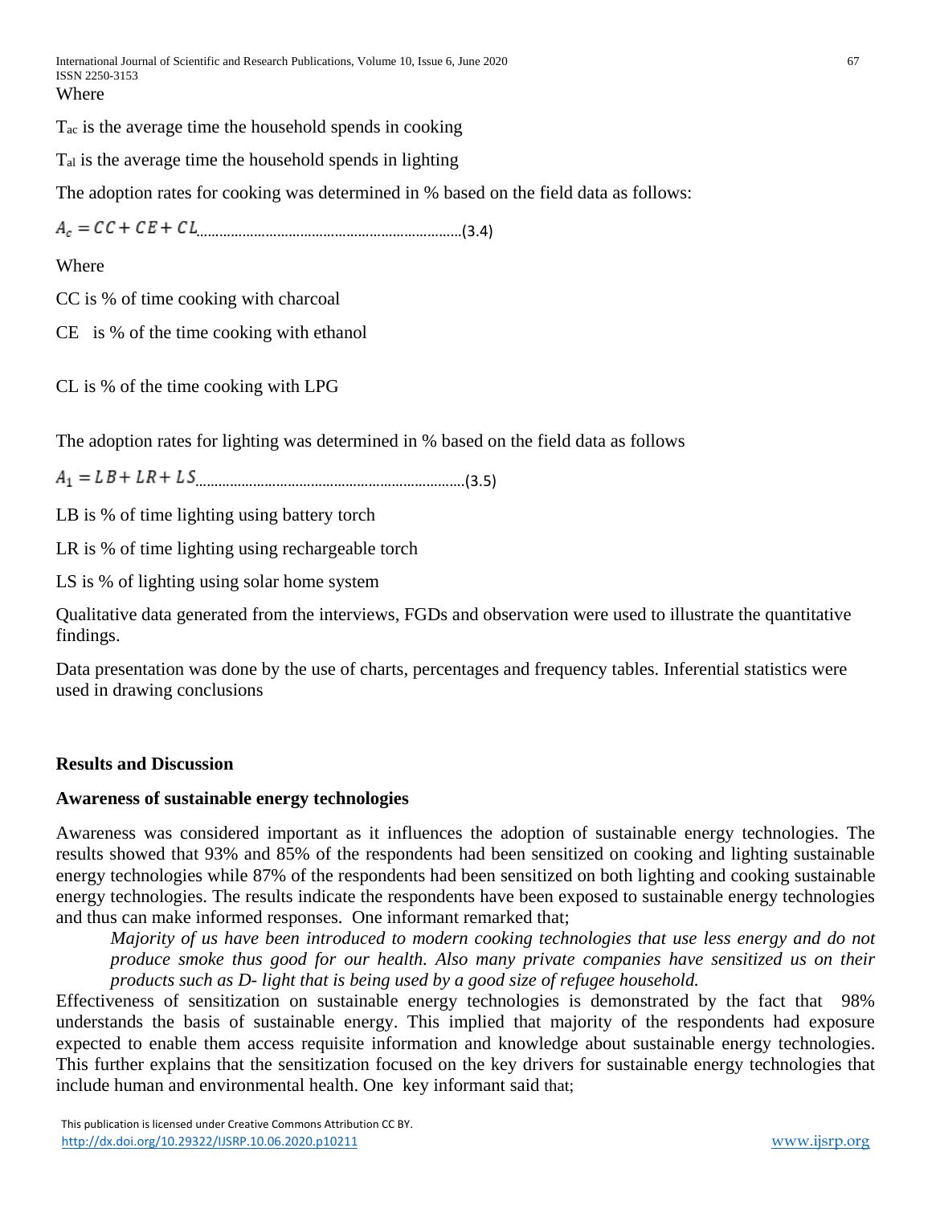Where

$T_{ac}$ is the average time the household spends in cooking

$T_{al}$ is the average time the household spends in lighting

The adoption rates for cooking was determined in % based on the field data as follows:

$$A_c = CC + CE + CL \quad (3.4)$$

Where

CC is % of time cooking with charcoal

CE is % of the time cooking with ethanol

CL is % of the time cooking with LPG

The adoption rates for lighting was determined in % based on the field data as follows

$$A_1 = LB + LR + LS \quad (3.5)$$

LB is % of time lighting using battery torch

LR is % of time lighting using rechargeable torch

LS is % of lighting using solar home system

Qualitative data generated from the interviews, FGDs and observation were used to illustrate the quantitative findings.

Data presentation was done by the use of charts, percentages and frequency tables. Inferential statistics were used in drawing conclusions

## Results and Discussion

### Awareness of sustainable energy technologies

Awareness was considered important as it influences the adoption of sustainable energy technologies. The results showed that 93% and 85% of the respondents had been sensitized on cooking and lighting sustainable energy technologies while 87% of the respondents had been sensitized on both lighting and cooking sustainable energy technologies. The results indicate the respondents have been exposed to sustainable energy technologies and thus can make informed responses. One informant remarked that;

> *Majority of us have been introduced to modern cooking technologies that use less energy and do not produce smoke thus good for our health. Also many private companies have sensitized us on their products such as D- light that is being used by a good size of refugee household.*

Effectiveness of sensitization on sustainable energy technologies is demonstrated by the fact that 98% understands the basis of sustainable energy. This implied that majority of the respondents had exposure expected to enable them access requisite information and knowledge about sustainable energy technologies. This further explains that the sensitization focused on the key drivers for sustainable energy technologies that include human and environmental health. One key informant said that;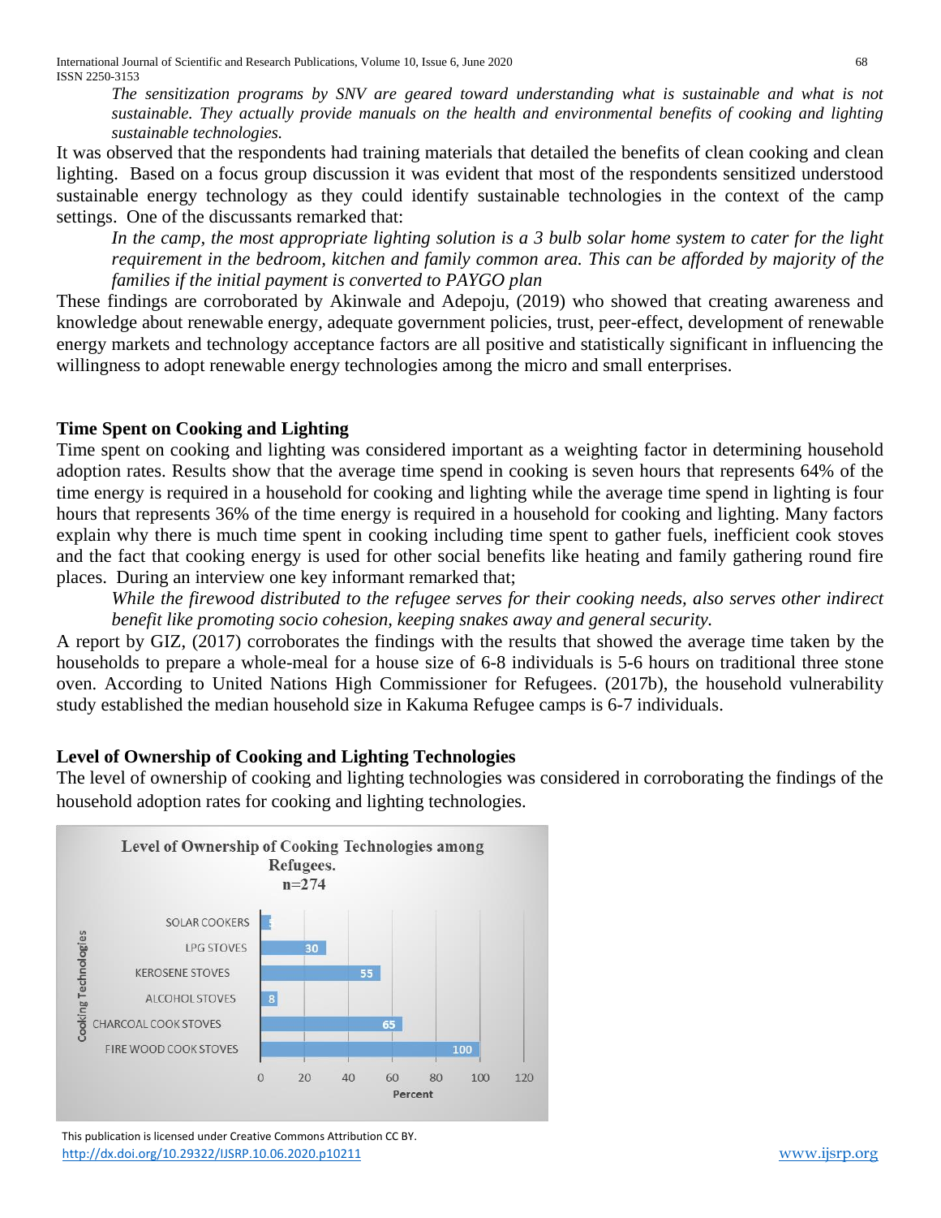*The sensitization programs by SNV are geared toward understanding what is sustainable and what is not sustainable. They actually provide manuals on the health and environmental benefits of cooking and lighting sustainable technologies.*

It was observed that the respondents had training materials that detailed the benefits of clean cooking and clean lighting. Based on a focus group discussion it was evident that most of the respondents sensitized understood sustainable energy technology as they could identify sustainable technologies in the context of the camp settings. One of the discussants remarked that:

*In the camp, the most appropriate lighting solution is a 3 bulb solar home system to cater for the light requirement in the bedroom, kitchen and family common area. This can be afforded by majority of the families if the initial payment is converted to PAYGO plan*

These findings are corroborated by Akinwale and Adepoju, (2019) who showed that creating awareness and knowledge about renewable energy, adequate government policies, trust, peer-effect, development of renewable energy markets and technology acceptance factors are all positive and statistically significant in influencing the willingness to adopt renewable energy technologies among the micro and small enterprises.

## Time Spent on Cooking and Lighting

Time spent on cooking and lighting was considered important as a weighting factor in determining household adoption rates. Results show that the average time spend in cooking is seven hours that represents 64% of the time energy is required in a household for cooking and lighting while the average time spend in lighting is four hours that represents 36% of the time energy is required in a household for cooking and lighting. Many factors explain why there is much time spent in cooking including time spent to gather fuels, inefficient cook stoves and the fact that cooking energy is used for other social benefits like heating and family gathering round fire places. During an interview one key informant remarked that;

*While the firewood distributed to the refugee serves for their cooking needs, also serves other indirect benefit like promoting socio cohesion, keeping snakes away and general security.*

A report by GIZ, (2017) corroborates the findings with the results that showed the average time taken by the households to prepare a whole-meal for a house size of 6-8 individuals is 5-6 hours on traditional three stone oven. According to United Nations High Commissioner for Refugees. (2017b), the household vulnerability study established the median household size in Kakuma Refugee camps is 6-7 individuals.

## Level of Ownership of Cooking and Lighting Technologies

The level of ownership of cooking and lighting technologies was considered in corroborating the findings of the household adoption rates for cooking and lighting technologies.

**Level of Ownership of Cooking Technologies among Refugees. n=274**

| Cooking Technologies | Percent |
|---|---|
| SOLAR COOKERS | 5 |
| LPG STOVES | 30 |
| KEROSENE STOVES | 55 |
| ALCOHOL STOVES | 8 |
| CHARCOAL COOK STOVES | 65 |
| FIRE WOOD COOK STOVES | 100 |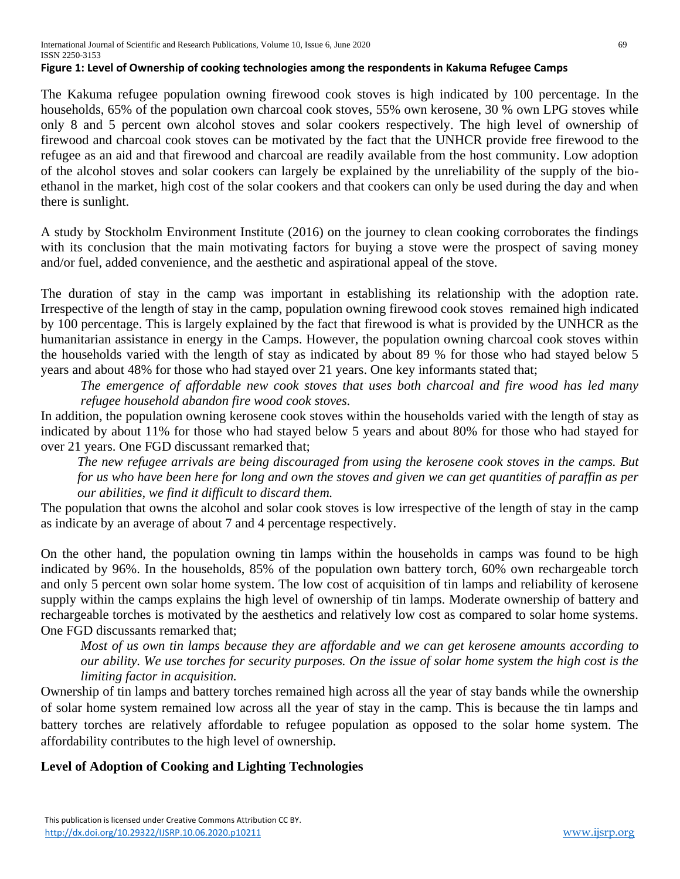**Figure 1: Level of Ownership of cooking technologies among the respondents in Kakuma Refugee Camps**

The Kakuma refugee population owning firewood cook stoves is high indicated by 100 percentage. In the households, 65% of the population own charcoal cook stoves, 55% own kerosene, 30 % own LPG stoves while only 8 and 5 percent own alcohol stoves and solar cookers respectively. The high level of ownership of firewood and charcoal cook stoves can be motivated by the fact that the UNHCR provide free firewood to the refugee as an aid and that firewood and charcoal are readily available from the host community. Low adoption of the alcohol stoves and solar cookers can largely be explained by the unreliability of the supply of the bio-ethanol in the market, high cost of the solar cookers and that cookers can only be used during the day and when there is sunlight.

A study by Stockholm Environment Institute (2016) on the journey to clean cooking corroborates the findings with its conclusion that the main motivating factors for buying a stove were the prospect of saving money and/or fuel, added convenience, and the aesthetic and aspirational appeal of the stove.

The duration of stay in the camp was important in establishing its relationship with the adoption rate. Irrespective of the length of stay in the camp, population owning firewood cook stoves remained high indicated by 100 percentage. This is largely explained by the fact that firewood is what is provided by the UNHCR as the humanitarian assistance in energy in the Camps. However, the population owning charcoal cook stoves within the households varied with the length of stay as indicated by about 89 % for those who had stayed below 5 years and about 48% for those who had stayed over 21 years. One key informants stated that;

> *The emergence of affordable new cook stoves that uses both charcoal and fire wood has led many refugee household abandon fire wood cook stoves.*

In addition, the population owning kerosene cook stoves within the households varied with the length of stay as indicated by about 11% for those who had stayed below 5 years and about 80% for those who had stayed for over 21 years. One FGD discussant remarked that;

> *The new refugee arrivals are being discouraged from using the kerosene cook stoves in the camps. But for us who have been here for long and own the stoves and given we can get quantities of paraffin as per our abilities, we find it difficult to discard them.*

The population that owns the alcohol and solar cook stoves is low irrespective of the length of stay in the camp as indicate by an average of about 7 and 4 percentage respectively.

On the other hand, the population owning tin lamps within the households in camps was found to be high indicated by 96%. In the households, 85% of the population own battery torch, 60% own rechargeable torch and only 5 percent own solar home system. The low cost of acquisition of tin lamps and reliability of kerosene supply within the camps explains the high level of ownership of tin lamps. Moderate ownership of battery and rechargeable torches is motivated by the aesthetics and relatively low cost as compared to solar home systems. One FGD discussants remarked that;

> *Most of us own tin lamps because they are affordable and we can get kerosene amounts according to our ability. We use torches for security purposes. On the issue of solar home system the high cost is the limiting factor in acquisition.*

Ownership of tin lamps and battery torches remained high across all the year of stay bands while the ownership of solar home system remained low across all the year of stay in the camp. This is because the tin lamps and battery torches are relatively affordable to refugee population as opposed to the solar home system. The affordability contributes to the high level of ownership.

## Level of Adoption of Cooking and Lighting Technologies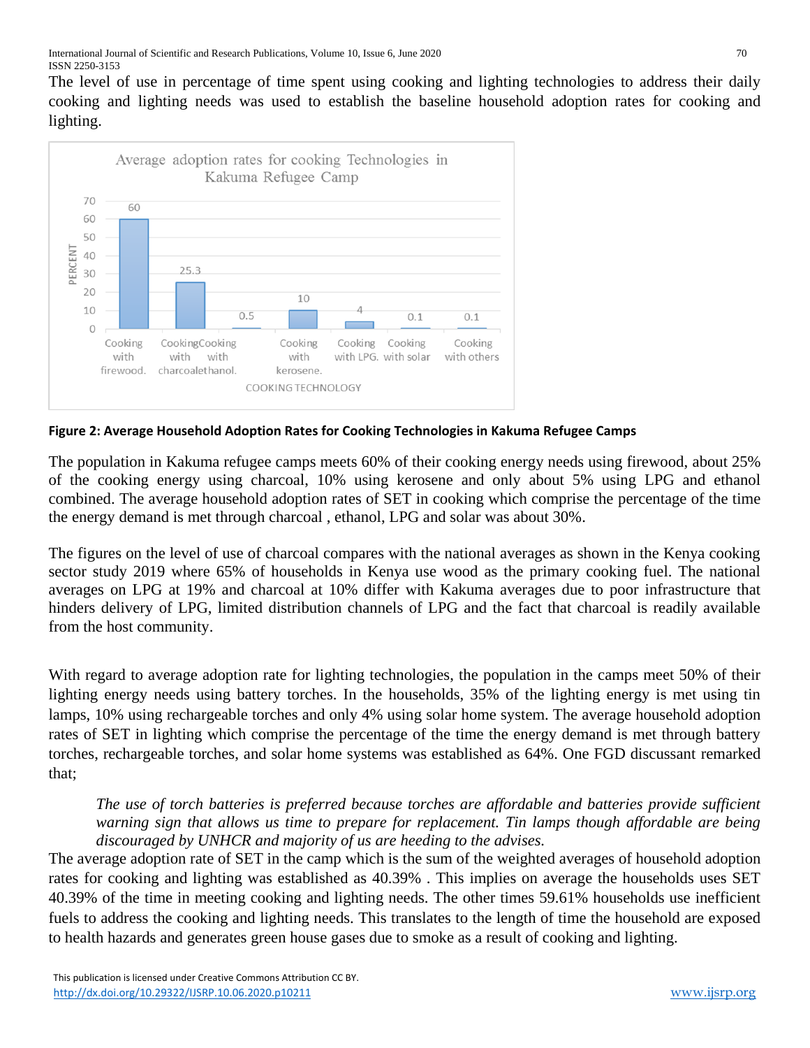The level of use in percentage of time spent using cooking and lighting technologies to address their daily cooking and lighting needs was used to establish the baseline household adoption rates for cooking and lighting.

**Figure 2: Average Household Adoption Rates for Cooking Technologies in Kakuma Refugee Camps**

The population in Kakuma refugee camps meets 60% of their cooking energy needs using firewood, about 25% of the cooking energy using charcoal, 10% using kerosene and only about 5% using LPG and ethanol combined. The average household adoption rates of SET in cooking which comprise the percentage of the time the energy demand is met through charcoal , ethanol, LPG and solar was about 30%.

The figures on the level of use of charcoal compares with the national averages as shown in the Kenya cooking sector study 2019 where 65% of households in Kenya use wood as the primary cooking fuel. The national averages on LPG at 19% and charcoal at 10% differ with Kakuma averages due to poor infrastructure that hinders delivery of LPG, limited distribution channels of LPG and the fact that charcoal is readily available from the host community.

With regard to average adoption rate for lighting technologies, the population in the camps meet 50% of their lighting energy needs using battery torches. In the households, 35% of the lighting energy is met using tin lamps, 10% using rechargeable torches and only 4% using solar home system. The average household adoption rates of SET in lighting which comprise the percentage of the time the energy demand is met through battery torches, rechargeable torches, and solar home systems was established as 64%. One FGD discussant remarked that;

> *The use of torch batteries is preferred because torches are affordable and batteries provide sufficient warning sign that allows us time to prepare for replacement. Tin lamps though affordable are being discouraged by UNHCR and majority of us are heeding to the advises.*

The average adoption rate of SET in the camp which is the sum of the weighted averages of household adoption rates for cooking and lighting was established as 40.39% . This implies on average the households uses SET 40.39% of the time in meeting cooking and lighting needs. The other times 59.61% households use inefficient fuels to address the cooking and lighting needs. This translates to the length of time the household are exposed to health hazards and generates green house gases due to smoke as a result of cooking and lighting.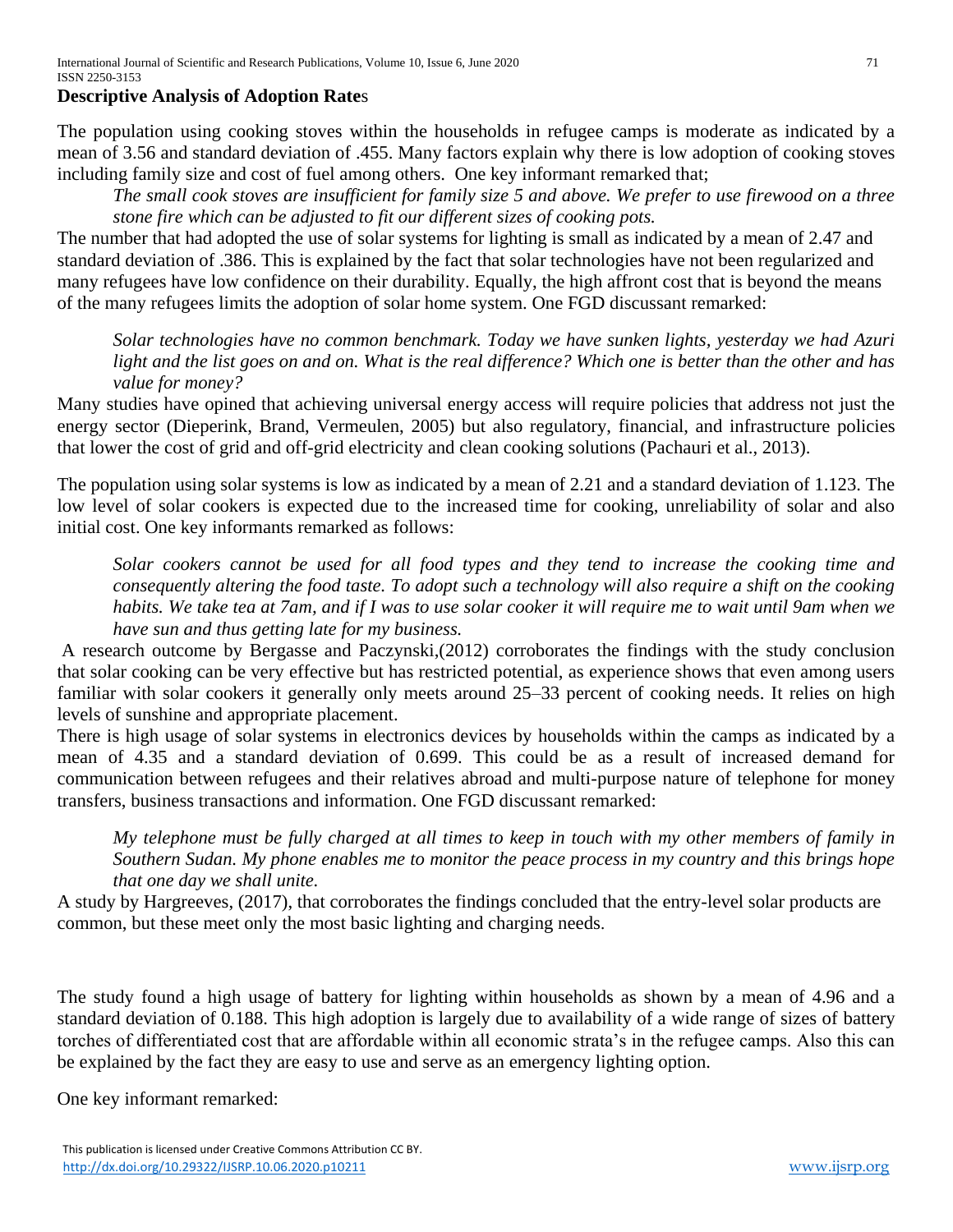**Descriptive Analysis of Adoption Rates**

The population using cooking stoves within the households in refugee camps is moderate as indicated by a mean of 3.56 and standard deviation of .455. Many factors explain why there is low adoption of cooking stoves including family size and cost of fuel among others. One key informant remarked that;

> *The small cook stoves are insufficient for family size 5 and above. We prefer to use firewood on a three stone fire which can be adjusted to fit our different sizes of cooking pots.*

The number that had adopted the use of solar systems for lighting is small as indicated by a mean of 2.47 and standard deviation of .386. This is explained by the fact that solar technologies have not been regularized and many refugees have low confidence on their durability. Equally, the high affront cost that is beyond the means of the many refugees limits the adoption of solar home system. One FGD discussant remarked:

> *Solar technologies have no common benchmark. Today we have sunken lights, yesterday we had Azuri light and the list goes on and on. What is the real difference? Which one is better than the other and has value for money?*

Many studies have opined that achieving universal energy access will require policies that address not just the energy sector (Dieperink, Brand, Vermeulen, 2005) but also regulatory, financial, and infrastructure policies that lower the cost of grid and off-grid electricity and clean cooking solutions (Pachauri et al., 2013).

The population using solar systems is low as indicated by a mean of 2.21 and a standard deviation of 1.123. The low level of solar cookers is expected due to the increased time for cooking, unreliability of solar and also initial cost. One key informants remarked as follows:

> *Solar cookers cannot be used for all food types and they tend to increase the cooking time and consequently altering the food taste. To adopt such a technology will also require a shift on the cooking habits. We take tea at 7am, and if I was to use solar cooker it will require me to wait until 9am when we have sun and thus getting late for my business.*

A research outcome by Bergasse and Paczynski,(2012) corroborates the findings with the study conclusion that solar cooking can be very effective but has restricted potential, as experience shows that even among users familiar with solar cookers it generally only meets around 25–33 percent of cooking needs. It relies on high levels of sunshine and appropriate placement.

There is high usage of solar systems in electronics devices by households within the camps as indicated by a mean of 4.35 and a standard deviation of 0.699. This could be as a result of increased demand for communication between refugees and their relatives abroad and multi-purpose nature of telephone for money transfers, business transactions and information. One FGD discussant remarked:

> *My telephone must be fully charged at all times to keep in touch with my other members of family in Southern Sudan. My phone enables me to monitor the peace process in my country and this brings hope that one day we shall unite.*

A study by Hargreeves, (2017), that corroborates the findings concluded that the entry-level solar products are common, but these meet only the most basic lighting and charging needs.

The study found a high usage of battery for lighting within households as shown by a mean of 4.96 and a standard deviation of 0.188. This high adoption is largely due to availability of a wide range of sizes of battery torches of differentiated cost that are affordable within all economic strata's in the refugee camps. Also this can be explained by the fact they are easy to use and serve as an emergency lighting option.

One key informant remarked: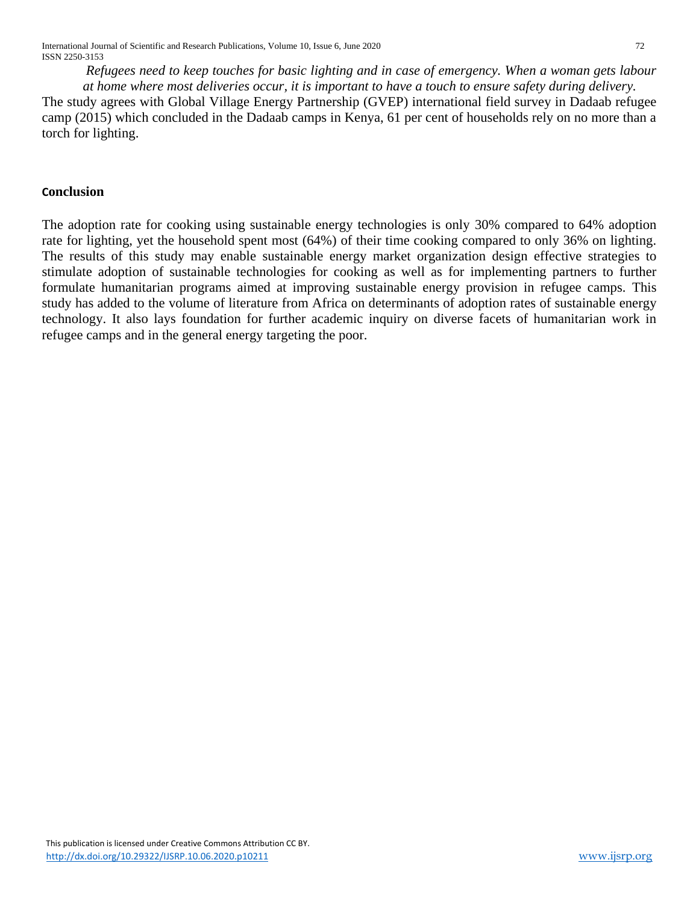*Refugees need to keep touches for basic lighting and in case of emergency. When a woman gets labour at home where most deliveries occur, it is important to have a touch to ensure safety during delivery.*

The study agrees with Global Village Energy Partnership (GVEP) international field survey in Dadaab refugee camp (2015) which concluded in the Dadaab camps in Kenya, 61 per cent of households rely on no more than a torch for lighting.

## Conclusion

The adoption rate for cooking using sustainable energy technologies is only 30% compared to 64% adoption rate for lighting, yet the household spent most (64%) of their time cooking compared to only 36% on lighting. The results of this study may enable sustainable energy market organization design effective strategies to stimulate adoption of sustainable technologies for cooking as well as for implementing partners to further formulate humanitarian programs aimed at improving sustainable energy provision in refugee camps. This study has added to the volume of literature from Africa on determinants of adoption rates of sustainable energy technology. It also lays foundation for further academic inquiry on diverse facets of humanitarian work in refugee camps and in the general energy targeting the poor.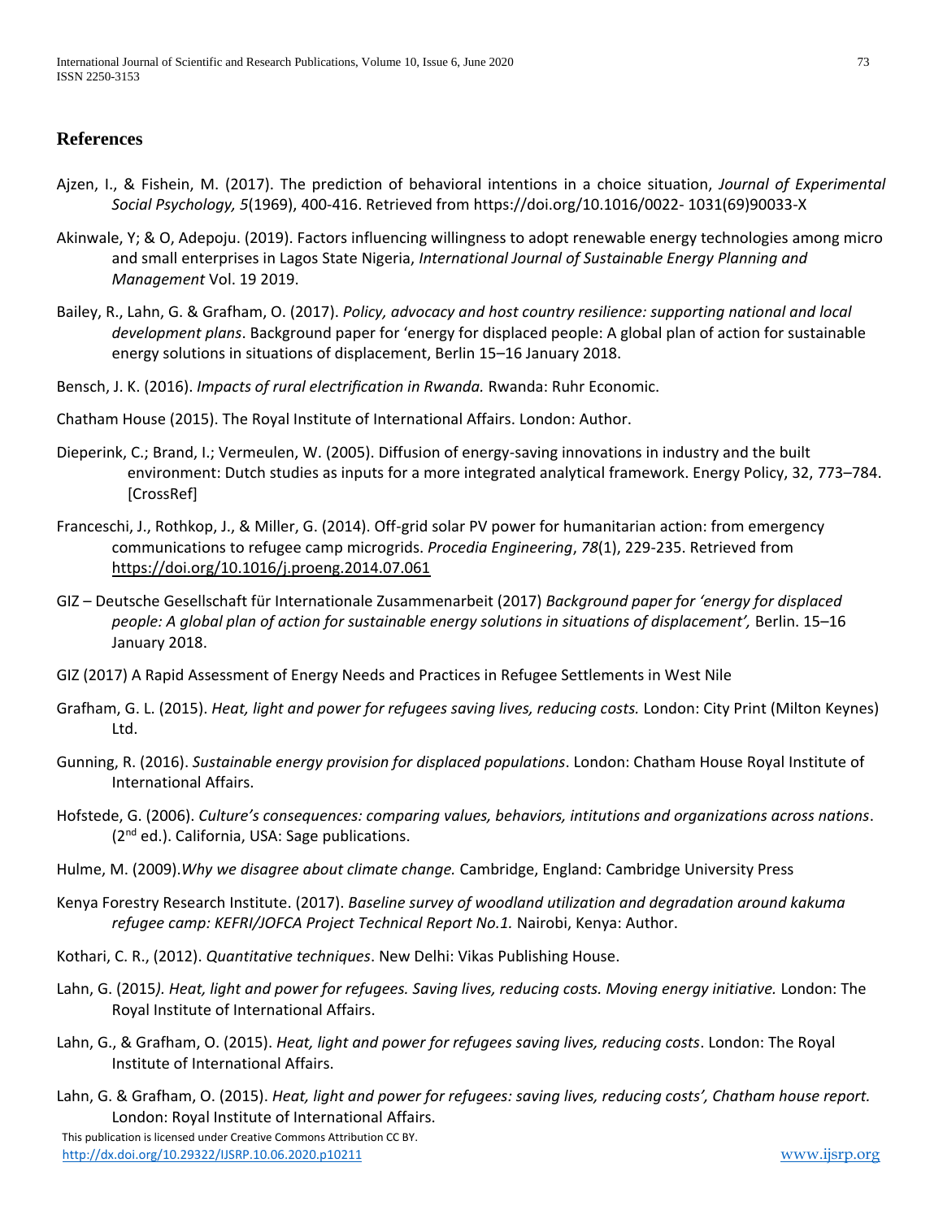## References

Ajzen, I., & Fishein, M. (2017). The prediction of behavioral intentions in a choice situation, *Journal of Experimental Social Psychology, 5*(1969), 400-416. Retrieved from https://doi.org/10.1016/0022- 1031(69)90033-X

Akinwale, Y; & O, Adepoju. (2019). Factors influencing willingness to adopt renewable energy technologies among micro and small enterprises in Lagos State Nigeria, *International Journal of Sustainable Energy Planning and Management* Vol. 19 2019.

Bailey, R., Lahn, G. & Grafham, O. (2017). *Policy, advocacy and host country resilience: supporting national and local development plans*. Background paper for 'energy for displaced people: A global plan of action for sustainable energy solutions in situations of displacement, Berlin 15–16 January 2018.

Bensch, J. K. (2016). *Impacts of rural electrification in Rwanda.* Rwanda: Ruhr Economic.

Chatham House (2015). The Royal Institute of International Affairs. London: Author.

Dieperink, C.; Brand, I.; Vermeulen, W. (2005). Diffusion of energy-saving innovations in industry and the built environment: Dutch studies as inputs for a more integrated analytical framework. Energy Policy, 32, 773–784. [CrossRef]

Franceschi, J., Rothkop, J., & Miller, G. (2014). Off-grid solar PV power for humanitarian action: from emergency communications to refugee camp microgrids. *Procedia Engineering*, *78*(1), 229-235. Retrieved from https://doi.org/10.1016/j.proeng.2014.07.061

GIZ – Deutsche Gesellschaft für Internationale Zusammenarbeit (2017) *Background paper for 'energy for displaced people: A global plan of action for sustainable energy solutions in situations of displacement',* Berlin. 15–16 January 2018.

GIZ (2017) A Rapid Assessment of Energy Needs and Practices in Refugee Settlements in West Nile

Grafham, G. L. (2015). *Heat, light and power for refugees saving lives, reducing costs.* London: City Print (Milton Keynes) Ltd.

Gunning, R. (2016). *Sustainable energy provision for displaced populations*. London: Chatham House Royal Institute of International Affairs.

Hofstede, G. (2006). *Culture's consequences: comparing values, behaviors, intitutions and organizations across nations*. (2nd ed.). California, USA: Sage publications.

Hulme, M. (2009).*Why we disagree about climate change.* Cambridge, England: Cambridge University Press

Kenya Forestry Research Institute. (2017). *Baseline survey of woodland utilization and degradation around kakuma refugee camp: KEFRI/JOFCA Project Technical Report No.1.* Nairobi, Kenya: Author.

Kothari, C. R., (2012). *Quantitative techniques*. New Delhi: Vikas Publishing House.

Lahn, G. (2015*). Heat, light and power for refugees. Saving lives, reducing costs. Moving energy initiative.* London: The Royal Institute of International Affairs.

Lahn, G., & Grafham, O. (2015). *Heat, light and power for refugees saving lives, reducing costs*. London: The Royal Institute of International Affairs.

Lahn, G. & Grafham, O. (2015). *Heat, light and power for refugees: saving lives, reducing costs', Chatham house report.* London: Royal Institute of International Affairs.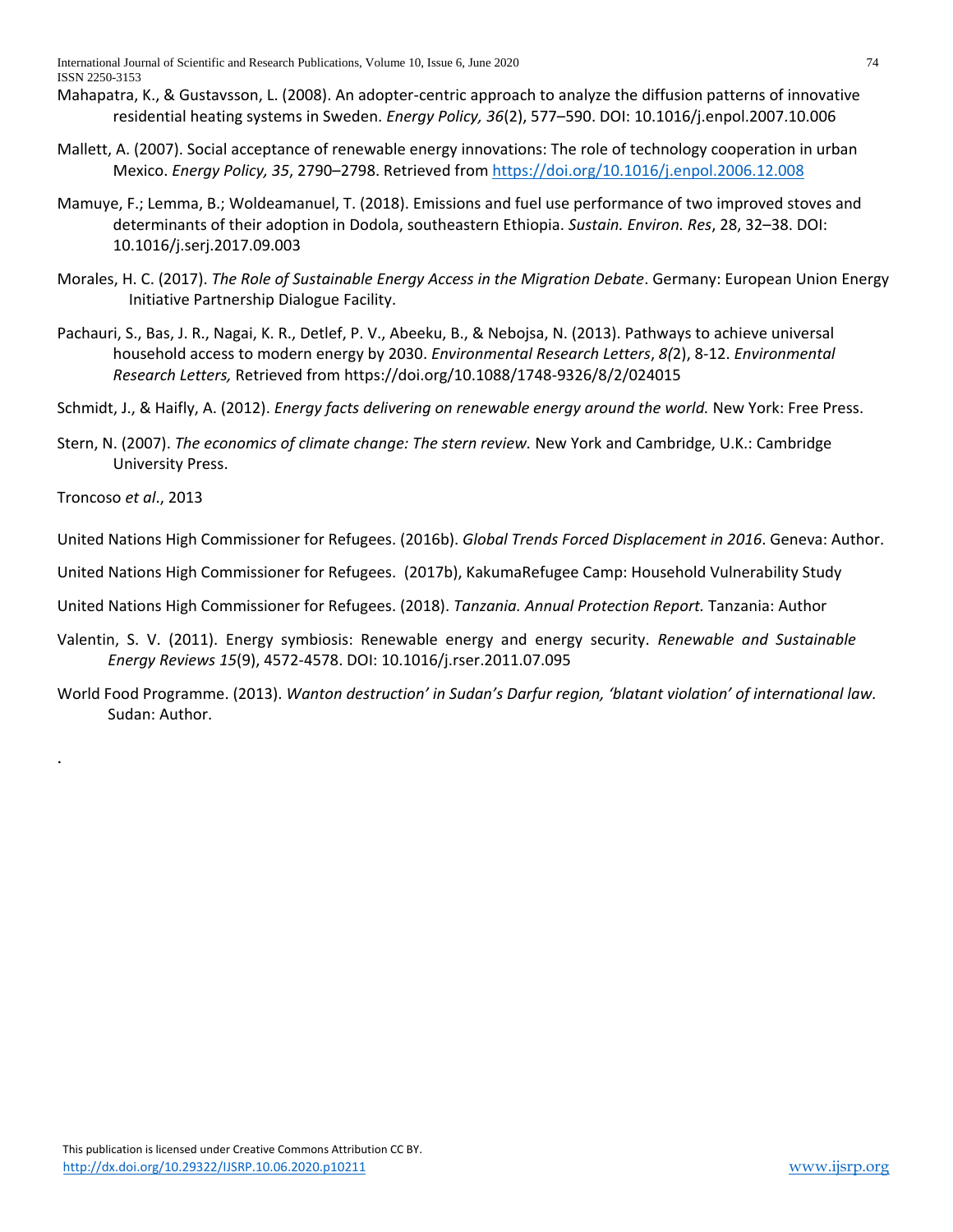Mahapatra, K., & Gustavsson, L. (2008). An adopter-centric approach to analyze the diffusion patterns of innovative residential heating systems in Sweden. *Energy Policy, 36*(2), 577–590. DOI: 10.1016/j.enpol.2007.10.006

Mallett, A. (2007). Social acceptance of renewable energy innovations: The role of technology cooperation in urban Mexico. *Energy Policy, 35*, 2790–2798. Retrieved from https://doi.org/10.1016/j.enpol.2006.12.008

Mamuye, F.; Lemma, B.; Woldeamanuel, T. (2018). Emissions and fuel use performance of two improved stoves and determinants of their adoption in Dodola, southeastern Ethiopia. *Sustain. Environ. Res*, 28, 32–38. DOI: 10.1016/j.serj.2017.09.003

Morales, H. C. (2017). *The Role of Sustainable Energy Access in the Migration Debate*. Germany: European Union Energy Initiative Partnership Dialogue Facility.

Pachauri, S., Bas, J. R., Nagai, K. R., Detlef, P. V., Abeeku, B., & Nebojsa, N. (2013). Pathways to achieve universal household access to modern energy by 2030. *Environmental Research Letters*, *8(*2), 8-12. *Environmental Research Letters,* Retrieved from https://doi.org/10.1088/1748-9326/8/2/024015

Schmidt, J., & Haifly, A. (2012). *Energy facts delivering on renewable energy around the world.* New York: Free Press.

Stern, N. (2007). *The economics of climate change: The stern review.* New York and Cambridge, U.K.: Cambridge University Press.

Troncoso *et al*., 2013

United Nations High Commissioner for Refugees. (2016b). *Global Trends Forced Displacement in 2016*. Geneva: Author.

United Nations High Commissioner for Refugees. (2017b), KakumaRefugee Camp: Household Vulnerability Study

United Nations High Commissioner for Refugees. (2018). *Tanzania. Annual Protection Report.* Tanzania: Author

Valentin, S. V. (2011). Energy symbiosis: Renewable energy and energy security. *Renewable and Sustainable Energy Reviews 15*(9), 4572-4578. DOI: 10.1016/j.rser.2011.07.095

World Food Programme. (2013). *Wanton destruction' in Sudan's Darfur region, 'blatant violation' of international law.* Sudan: Author.

.